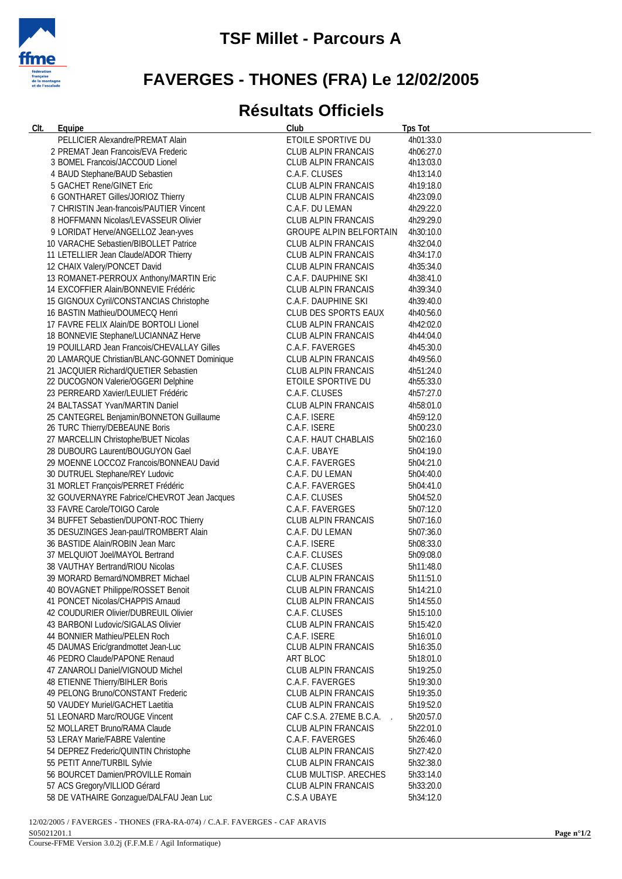# TSF Millet - Parcours A

# FAVERGES - THONES (FRA) Le 12/02/2005

## Résultats Officiels

| Clt. | Equipe | Club | Tps Tot |
|---|---|---|---|
| | PELLICIER Alexandre/PREMAT Alain | ETOILE SPORTIVE DU | 4h01:33.0 |
| 2 | PREMAT Jean Francois/EVA Frederic | CLUB ALPIN FRANCAIS | 4h06:27.0 |
| 3 | BOMEL Francois/JACCOUD Lionel | CLUB ALPIN FRANCAIS | 4h13:03.0 |
| 4 | BAUD Stephane/BAUD Sebastien | C.A.F. CLUSES | 4h13:14.0 |
| 5 | GACHET Rene/GINET Eric | CLUB ALPIN FRANCAIS | 4h19:18.0 |
| 6 | GONTHARET Gilles/JORIOZ Thierry | CLUB ALPIN FRANCAIS | 4h23:09.0 |
| 7 | CHRISTIN Jean-francois/PAUTIER Vincent | C.A.F. DU LEMAN | 4h29:22.0 |
| 8 | HOFFMANN Nicolas/LEVASSEUR Olivier | CLUB ALPIN FRANCAIS | 4h29:29.0 |
| 9 | LORIDAT Herve/ANGELLOZ Jean-yves | GROUPE ALPIN BELFORTAIN | 4h30:10.0 |
| 10 | VARACHE Sebastien/BIBOLLET Patrice | CLUB ALPIN FRANCAIS | 4h32:04.0 |
| 11 | LETELLIER Jean Claude/ADOR Thierry | CLUB ALPIN FRANCAIS | 4h34:17.0 |
| 12 | CHAIX Valery/PONCET David | CLUB ALPIN FRANCAIS | 4h35:34.0 |
| 13 | ROMANET-PERROUX Anthony/MARTIN Eric | C.A.F. DAUPHINE SKI | 4h38:41.0 |
| 14 | EXCOFFIER Alain/BONNEVIE Frédéric | CLUB ALPIN FRANCAIS | 4h39:34.0 |
| 15 | GIGNOUX Cyril/CONSTANCIAS Christophe | C.A.F. DAUPHINE SKI | 4h39:40.0 |
| 16 | BASTIN Mathieu/DOUMECQ Henri | CLUB DES SPORTS EAUX | 4h40:56.0 |
| 17 | FAVRE FELIX Alain/DE BORTOLI Lionel | CLUB ALPIN FRANCAIS | 4h42:02.0 |
| 18 | BONNEVIE Stephane/LUCIANNAZ Herve | CLUB ALPIN FRANCAIS | 4h44:04.0 |
| 19 | POUILLARD Jean Francois/CHEVALLAY Gilles | C.A.F. FAVERGES | 4h45:30.0 |
| 20 | LAMARQUE Christian/BLANC-GONNET Dominique | CLUB ALPIN FRANCAIS | 4h49:56.0 |
| 21 | JACQUIER Richard/QUETIER Sebastien | CLUB ALPIN FRANCAIS | 4h51:24.0 |
| 22 | DUCOGNON Valerie/OGGERI Delphine | ETOILE SPORTIVE DU | 4h55:33.0 |
| 23 | PERREARD Xavier/LEULIET Frédéric | C.A.F. CLUSES | 4h57:27.0 |
| 24 | BALTASSAT Yvan/MARTIN Daniel | CLUB ALPIN FRANCAIS | 4h58:01.0 |
| 25 | CANTEGREL Benjamin/BONNETON Guillaume | C.A.F. ISERE | 4h59:12.0 |
| 26 | TURC Thierry/DEBEAUNE Boris | C.A.F. ISERE | 5h00:23.0 |
| 27 | MARCELLIN Christophe/BUET Nicolas | C.A.F. HAUT CHABLAIS | 5h02:16.0 |
| 28 | DUBOURG Laurent/BOUGUYON Gael | C.A.F. UBAYE | 5h04:19.0 |
| 29 | MOENNE LOCCOZ Francois/BONNEAU David | C.A.F. FAVERGES | 5h04:21.0 |
| 30 | DUTRUEL Stephane/REY Ludovic | C.A.F. DU LEMAN | 5h04:40.0 |
| 31 | MORLET François/PERRET Frédéric | C.A.F. FAVERGES | 5h04:41.0 |
| 32 | GOUVERNAYRE Fabrice/CHEVROT Jean Jacques | C.A.F. CLUSES | 5h04:52.0 |
| 33 | FAVRE Carole/TOIGO Carole | C.A.F. FAVERGES | 5h07:12.0 |
| 34 | BUFFET Sebastien/DUPONT-ROC Thierry | CLUB ALPIN FRANCAIS | 5h07:16.0 |
| 35 | DESUZINGES Jean-paul/TROMBERT Alain | C.A.F. DU LEMAN | 5h07:36.0 |
| 36 | BASTIDE Alain/ROBIN Jean Marc | C.A.F. ISERE | 5h08:33.0 |
| 37 | MELQUIOT Joel/MAYOL Bertrand | C.A.F. CLUSES | 5h09:08.0 |
| 38 | VAUTHAY Bertrand/RIOU Nicolas | C.A.F. CLUSES | 5h11:48.0 |
| 39 | MORARD Bernard/NOMBRET Michael | CLUB ALPIN FRANCAIS | 5h11:51.0 |
| 40 | BOVAGNET Philippe/ROSSET Benoit | CLUB ALPIN FRANCAIS | 5h14:21.0 |
| 41 | PONCET Nicolas/CHAPPIS Arnaud | CLUB ALPIN FRANCAIS | 5h14:55.0 |
| 42 | COUDURIER Olivier/DUBREUIL Olivier | C.A.F. CLUSES | 5h15:10.0 |
| 43 | BARBONI Ludovic/SIGALAS Olivier | CLUB ALPIN FRANCAIS | 5h15:42.0 |
| 44 | BONNIER Mathieu/PELEN Roch | C.A.F. ISERE | 5h16:01.0 |
| 45 | DAUMAS Eric/grandmottet Jean-Luc | CLUB ALPIN FRANCAIS | 5h16:35.0 |
| 46 | PEDRO Claude/PAPONE Renaud | ART BLOC | 5h18:01.0 |
| 47 | ZANAROLI Daniel/VIGNOUD Michel | CLUB ALPIN FRANCAIS | 5h19:25.0 |
| 48 | ETIENNE Thierry/BIHLER Boris | C.A.F. FAVERGES | 5h19:30.0 |
| 49 | PELONG Bruno/CONSTANT Frederic | CLUB ALPIN FRANCAIS | 5h19:35.0 |
| 50 | VAUDEY Muriel/GACHET Laetitia | CLUB ALPIN FRANCAIS | 5h19:52.0 |
| 51 | LEONARD Marc/ROUGE Vincent | CAF C.S.A. 27EME B.C.A. . | 5h20:57.0 |
| 52 | MOLLARET Bruno/RAMA Claude | CLUB ALPIN FRANCAIS | 5h22:01.0 |
| 53 | LERAY Marie/FABRE Valentine | C.A.F. FAVERGES | 5h26:46.0 |
| 54 | DEPREZ Frederic/QUINTIN Christophe | CLUB ALPIN FRANCAIS | 5h27:42.0 |
| 55 | PETIT Anne/TURBIL Sylvie | CLUB ALPIN FRANCAIS | 5h32:38.0 |
| 56 | BOURCET Damien/PROVILLE Romain | CLUB MULTISP. ARECHES | 5h33:14.0 |
| 57 | ACS Gregory/VILLIOD Gérard | CLUB ALPIN FRANCAIS | 5h33:20.0 |
| 58 | DE VATHAIRE Gonzague/DALFAU Jean Luc | C.S.A UBAYE | 5h34:12.0 |

12/02/2005 / FAVERGES - THONES (FRA-RA-074) / C.A.F. FAVERGES - CAF ARAVIS
S05021201.1
Course-FFME Version 3.0.2j (F.F.M.E / Agil Informatique)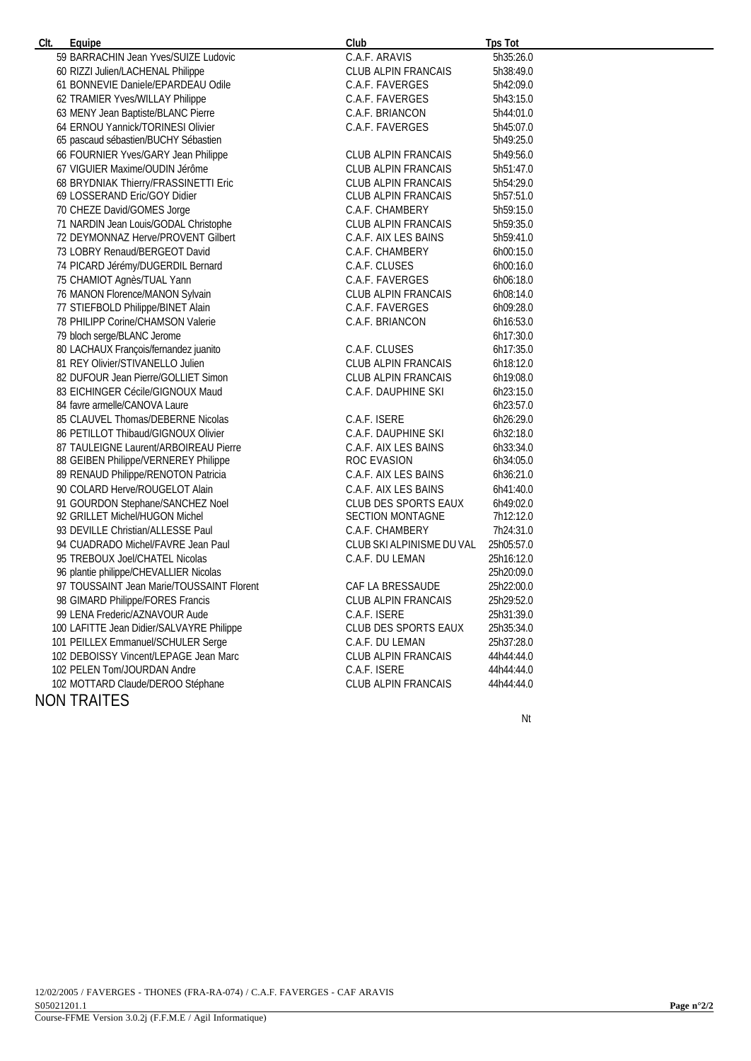| Clt. | Equipe | Club | Tps Tot |
|---|---|---|---|
| 59 | BARRACHIN Jean Yves/SUIZE Ludovic | C.A.F. ARAVIS | 5h35:26.0 |
| 60 | RIZZI Julien/LACHENAL Philippe | CLUB ALPIN FRANCAIS | 5h38:49.0 |
| 61 | BONNEVIE Daniele/EPARDEAU Odile | C.A.F. FAVERGES | 5h42:09.0 |
| 62 | TRAMIER Yves/WILLAY Philippe | C.A.F. FAVERGES | 5h43:15.0 |
| 63 | MENY Jean Baptiste/BLANC Pierre | C.A.F. BRIANCON | 5h44:01.0 |
| 64 | ERNOU Yannick/TORINESI Olivier | C.A.F. FAVERGES | 5h45:07.0 |
| 65 | pascaud sébastien/BUCHY Sébastien | | 5h49:25.0 |
| 66 | FOURNIER Yves/GARY Jean Philippe | CLUB ALPIN FRANCAIS | 5h49:56.0 |
| 67 | VIGUIER Maxime/OUDIN Jérôme | CLUB ALPIN FRANCAIS | 5h51:47.0 |
| 68 | BRYDNIAK Thierry/FRASSINETTI Eric | CLUB ALPIN FRANCAIS | 5h54:29.0 |
| 69 | LOSSERAND Eric/GOY Didier | CLUB ALPIN FRANCAIS | 5h57:51.0 |
| 70 | CHEZE David/GOMES Jorge | C.A.F. CHAMBERY | 5h59:15.0 |
| 71 | NARDIN Jean Louis/GODAL Christophe | CLUB ALPIN FRANCAIS | 5h59:35.0 |
| 72 | DEYMONNAZ Herve/PROVENT Gilbert | C.A.F. AIX LES BAINS | 5h59:41.0 |
| 73 | LOBRY Renaud/BERGEOT David | C.A.F. CHAMBERY | 6h00:15.0 |
| 74 | PICARD Jérémy/DUGERDIL Bernard | C.A.F. CLUSES | 6h00:16.0 |
| 75 | CHAMIOT Agnès/TUAL Yann | C.A.F. FAVERGES | 6h06:18.0 |
| 76 | MANON Florence/MANON Sylvain | CLUB ALPIN FRANCAIS | 6h08:14.0 |
| 77 | STIEFBOLD Philippe/BINET Alain | C.A.F. FAVERGES | 6h09:28.0 |
| 78 | PHILIPP Corine/CHAMSON Valerie | C.A.F. BRIANCON | 6h16:53.0 |
| 79 | bloch serge/BLANC Jerome | | 6h17:30.0 |
| 80 | LACHAUX François/fernandez juanito | C.A.F. CLUSES | 6h17:35.0 |
| 81 | REY Olivier/STIVANELLO Julien | CLUB ALPIN FRANCAIS | 6h18:12.0 |
| 82 | DUFOUR Jean Pierre/GOLLIET Simon | CLUB ALPIN FRANCAIS | 6h19:08.0 |
| 83 | EICHINGER Cécile/GIGNOUX Maud | C.A.F. DAUPHINE SKI | 6h23:15.0 |
| 84 | favre armelle/CANOVA Laure | | 6h23:57.0 |
| 85 | CLAUVEL Thomas/DEBERNE Nicolas | C.A.F. ISERE | 6h26:29.0 |
| 86 | PETILLOT Thibaud/GIGNOUX Olivier | C.A.F. DAUPHINE SKI | 6h32:18.0 |
| 87 | TAULEIGNE Laurent/ARBOIREAU Pierre | C.A.F. AIX LES BAINS | 6h33:34.0 |
| 88 | GEIBEN Philippe/VERNEREY Philippe | ROC EVASION | 6h34:05.0 |
| 89 | RENAUD Philippe/RENOTON Patricia | C.A.F. AIX LES BAINS | 6h36:21.0 |
| 90 | COLARD Herve/ROUGELOT Alain | C.A.F. AIX LES BAINS | 6h41:40.0 |
| 91 | GOURDON Stephane/SANCHEZ Noel | CLUB DES SPORTS EAUX | 6h49:02.0 |
| 92 | GRILLET Michel/HUGON Michel | SECTION MONTAGNE | 7h12:12.0 |
| 93 | DEVILLE Christian/ALLESSE Paul | C.A.F. CHAMBERY | 7h24:31.0 |
| 94 | CUADRADO Michel/FAVRE Jean Paul | CLUB SKI ALPINISME DU VAL | 25h05:57.0 |
| 95 | TREBOUX Joel/CHATEL Nicolas | C.A.F. DU LEMAN | 25h16:12.0 |
| 96 | plantie philippe/CHEVALLIER Nicolas | | 25h20:09.0 |
| 97 | TOUSSAINT Jean Marie/TOUSSAINT Florent | CAF LA BRESSAUDE | 25h22:00.0 |
| 98 | GIMARD Philippe/FORES Francis | CLUB ALPIN FRANCAIS | 25h29:52.0 |
| 99 | LENA Frederic/AZNAVOUR Aude | C.A.F. ISERE | 25h31:39.0 |
| 100 | LAFITTE Jean Didier/SALVAYRE Philippe | CLUB DES SPORTS EAUX | 25h35:34.0 |
| 101 | PEILLEX Emmanuel/SCHULER Serge | C.A.F. DU LEMAN | 25h37:28.0 |
| 102 | DEBOISSY Vincent/LEPAGE Jean Marc | CLUB ALPIN FRANCAIS | 44h44:44.0 |
| 102 | PELEN Tom/JOURDAN Andre | C.A.F. ISERE | 44h44:44.0 |
| 102 | MOTTARD Claude/DEROO Stéphane | CLUB ALPIN FRANCAIS | 44h44:44.0 |

## NON TRAITES

Nt

12/02/2005 / FAVERGES - THONES (FRA-RA-074) / C.A.F. FAVERGES - CAF ARAVIS

S05021201.1

Course-FFME Version 3.0.2j (F.F.M.E / Agil Informatique)